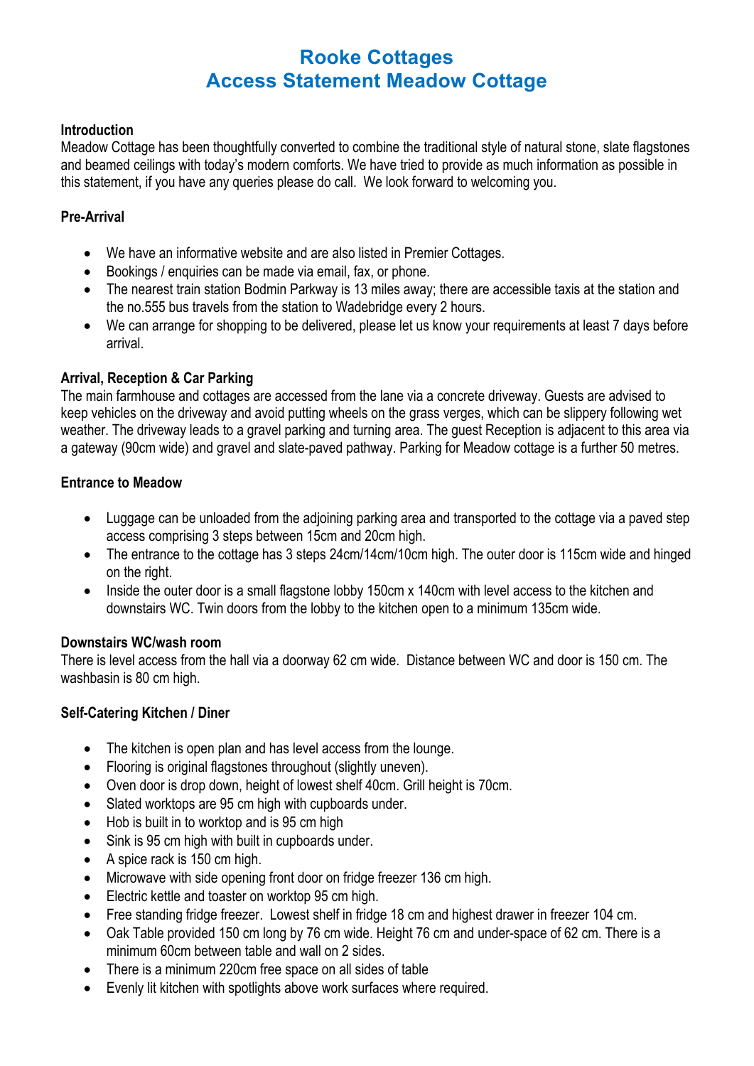# Rooke Cottages
# Access Statement Meadow Cottage

**Introduction**

Meadow Cottage has been thoughtfully converted to combine the traditional style of natural stone, slate flagstones and beamed ceilings with today's modern comforts. We have tried to provide as much information as possible in this statement, if you have any queries please do call. We look forward to welcoming you.

**Pre-Arrival**

- We have an informative website and are also listed in Premier Cottages.
- Bookings / enquiries can be made via email, fax, or phone.
- The nearest train station Bodmin Parkway is 13 miles away; there are accessible taxis at the station and the no.555 bus travels from the station to Wadebridge every 2 hours.
- We can arrange for shopping to be delivered, please let us know your requirements at least 7 days before arrival.

**Arrival, Reception & Car Parking**

The main farmhouse and cottages are accessed from the lane via a concrete driveway. Guests are advised to keep vehicles on the driveway and avoid putting wheels on the grass verges, which can be slippery following wet weather. The driveway leads to a gravel parking and turning area. The guest Reception is adjacent to this area via a gateway (90cm wide) and gravel and slate-paved pathway. Parking for Meadow cottage is a further 50 metres.

**Entrance to Meadow**

- Luggage can be unloaded from the adjoining parking area and transported to the cottage via a paved step access comprising 3 steps between 15cm and 20cm high.
- The entrance to the cottage has 3 steps 24cm/14cm/10cm high. The outer door is 115cm wide and hinged on the right.
- Inside the outer door is a small flagstone lobby 150cm x 140cm with level access to the kitchen and downstairs WC. Twin doors from the lobby to the kitchen open to a minimum 135cm wide.

**Downstairs WC/wash room**

There is level access from the hall via a doorway 62 cm wide. Distance between WC and door is 150 cm. The washbasin is 80 cm high.

**Self-Catering Kitchen / Diner**

- The kitchen is open plan and has level access from the lounge.
- Flooring is original flagstones throughout (slightly uneven).
- Oven door is drop down, height of lowest shelf 40cm. Grill height is 70cm.
- Slated worktops are 95 cm high with cupboards under.
- Hob is built in to worktop and is 95 cm high
- Sink is 95 cm high with built in cupboards under.
- A spice rack is 150 cm high.
- Microwave with side opening front door on fridge freezer 136 cm high.
- Electric kettle and toaster on worktop 95 cm high.
- Free standing fridge freezer. Lowest shelf in fridge 18 cm and highest drawer in freezer 104 cm.
- Oak Table provided 150 cm long by 76 cm wide. Height 76 cm and under-space of 62 cm. There is a minimum 60cm between table and wall on 2 sides.
- There is a minimum 220cm free space on all sides of table
- Evenly lit kitchen with spotlights above work surfaces where required.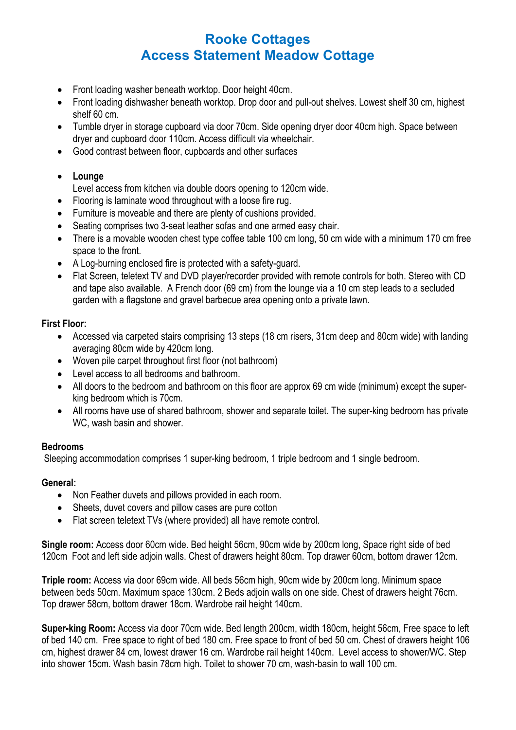# Rooke Cottages
# Access Statement Meadow Cottage

- Front loading washer beneath worktop. Door height 40cm.
- Front loading dishwasher beneath worktop. Drop door and pull-out shelves. Lowest shelf 30 cm, highest shelf 60 cm.
- Tumble dryer in storage cupboard via door 70cm. Side opening dryer door 40cm high. Space between dryer and cupboard door 110cm. Access difficult via wheelchair.
- Good contrast between floor, cupboards and other surfaces

- **Lounge**
  Level access from kitchen via double doors opening to 120cm wide.
- Flooring is laminate wood throughout with a loose fire rug.
- Furniture is moveable and there are plenty of cushions provided.
- Seating comprises two 3-seat leather sofas and one armed easy chair.
- There is a movable wooden chest type coffee table 100 cm long, 50 cm wide with a minimum 170 cm free space to the front.
- A Log-burning enclosed fire is protected with a safety-guard.
- Flat Screen, teletext TV and DVD player/recorder provided with remote controls for both. Stereo with CD and tape also available. A French door (69 cm) from the lounge via a 10 cm step leads to a secluded garden with a flagstone and gravel barbecue area opening onto a private lawn.

**First Floor:**

- Accessed via carpeted stairs comprising 13 steps (18 cm risers, 31cm deep and 80cm wide) with landing averaging 80cm wide by 420cm long.
- Woven pile carpet throughout first floor (not bathroom)
- Level access to all bedrooms and bathroom.
- All doors to the bedroom and bathroom on this floor are approx 69 cm wide (minimum) except the super-king bedroom which is 70cm.
- All rooms have use of shared bathroom, shower and separate toilet. The super-king bedroom has private WC, wash basin and shower.

**Bedrooms**

Sleeping accommodation comprises 1 super-king bedroom, 1 triple bedroom and 1 single bedroom.

**General:**

- Non Feather duvets and pillows provided in each room.
- Sheets, duvet covers and pillow cases are pure cotton
- Flat screen teletext TVs (where provided) all have remote control.

**Single room:** Access door 60cm wide. Bed height 56cm, 90cm wide by 200cm long, Space right side of bed 120cm Foot and left side adjoin walls. Chest of drawers height 80cm. Top drawer 60cm, bottom drawer 12cm.

**Triple room:** Access via door 69cm wide. All beds 56cm high, 90cm wide by 200cm long. Minimum space between beds 50cm. Maximum space 130cm. 2 Beds adjoin walls on one side. Chest of drawers height 76cm. Top drawer 58cm, bottom drawer 18cm. Wardrobe rail height 140cm.

**Super-king Room:** Access via door 70cm wide. Bed length 200cm, width 180cm, height 56cm, Free space to left of bed 140 cm. Free space to right of bed 180 cm. Free space to front of bed 50 cm. Chest of drawers height 106 cm, highest drawer 84 cm, lowest drawer 16 cm. Wardrobe rail height 140cm. Level access to shower/WC. Step into shower 15cm. Wash basin 78cm high. Toilet to shower 70 cm, wash-basin to wall 100 cm.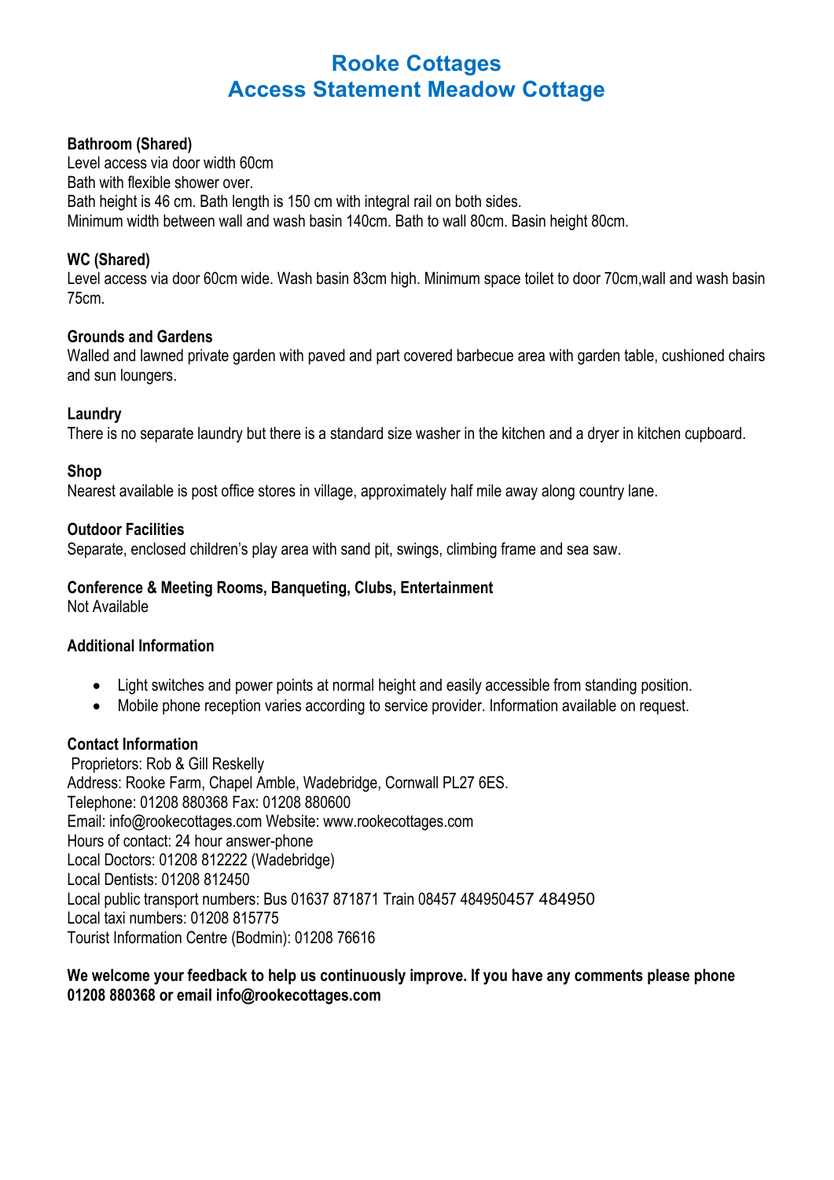# Rooke Cottages
# Access Statement Meadow Cottage

**Bathroom (Shared)**
Level access via door width 60cm
Bath with flexible shower over.
Bath height is 46 cm. Bath length is 150 cm with integral rail on both sides.
Minimum width between wall and wash basin 140cm. Bath to wall 80cm. Basin height 80cm.

**WC (Shared)**
Level access via door 60cm wide. Wash basin 83cm high. Minimum space toilet to door 70cm,wall and wash basin 75cm.

**Grounds and Gardens**
Walled and lawned private garden with paved and part covered barbecue area with garden table, cushioned chairs and sun loungers.

**Laundry**
There is no separate laundry but there is a standard size washer in the kitchen and a dryer in kitchen cupboard.

**Shop**
Nearest available is post office stores in village, approximately half mile away along country lane.

**Outdoor Facilities**
Separate, enclosed children's play area with sand pit, swings, climbing frame and sea saw.

**Conference & Meeting Rooms, Banqueting, Clubs, Entertainment**
Not Available

**Additional Information**

- Light switches and power points at normal height and easily accessible from standing position.
- Mobile phone reception varies according to service provider. Information available on request.

**Contact Information**
Proprietors: Rob & Gill Reskelly
Address: Rooke Farm, Chapel Amble, Wadebridge, Cornwall PL27 6ES.
Telephone: 01208 880368 Fax: 01208 880600
Email: info@rookecottages.com Website: www.rookecottages.com
Hours of contact: 24 hour answer-phone
Local Doctors: 01208 812222 (Wadebridge)
Local Dentists: 01208 812450
Local public transport numbers: Bus 01637 871871 Train 08457 484950457 484950
Local taxi numbers: 01208 815775
Tourist Information Centre (Bodmin): 01208 76616

**We welcome your feedback to help us continuously improve. If you have any comments please phone 01208 880368 or email info@rookecottages.com**